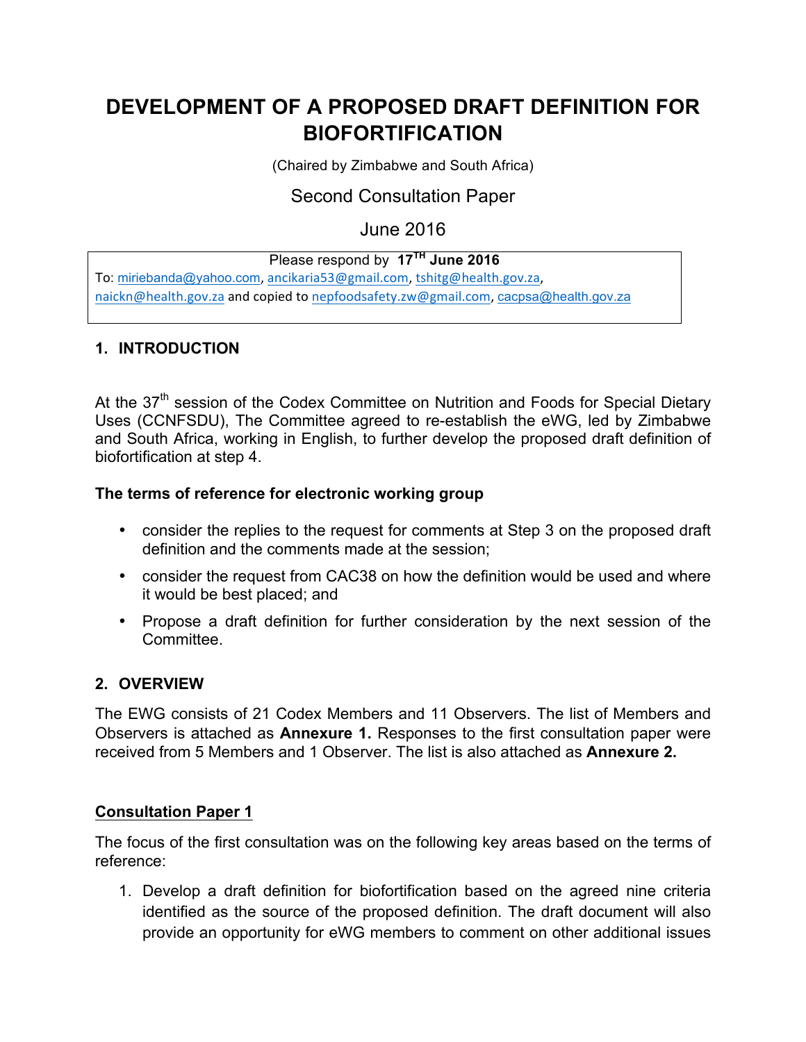# DEVELOPMENT OF A PROPOSED DRAFT DEFINITION FOR BIOFORTIFICATION

(Chaired by Zimbabwe and South Africa)

Second Consultation Paper

June 2016

Please respond by **17[TH] June 2016**

To: miriebanda@yahoo.com, ancikaria53@gmail.com, tshitg@health.gov.za, naickn@health.gov.za and copied to nepfoodsafety.zw@gmail.com, cacpsa@health.gov.za

## 1. INTRODUCTION

At the 37[th] session of the Codex Committee on Nutrition and Foods for Special Dietary Uses (CCNFSDU), The Committee agreed to re-establish the eWG, led by Zimbabwe and South Africa, working in English, to further develop the proposed draft definition of biofortification at step 4.

**The terms of reference for electronic working group**

- consider the replies to the request for comments at Step 3 on the proposed draft definition and the comments made at the session;
- consider the request from CAC38 on how the definition would be used and where it would be best placed; and
- Propose a draft definition for further consideration by the next session of the Committee.

## 2. OVERVIEW

The EWG consists of 21 Codex Members and 11 Observers. The list of Members and Observers is attached as **Annexure 1.** Responses to the first consultation paper were received from 5 Members and 1 Observer. The list is also attached as **Annexure 2.**

**Consultation Paper 1**

The focus of the first consultation was on the following key areas based on the terms of reference:

1. Develop a draft definition for biofortification based on the agreed nine criteria identified as the source of the proposed definition. The draft document will also provide an opportunity for eWG members to comment on other additional issues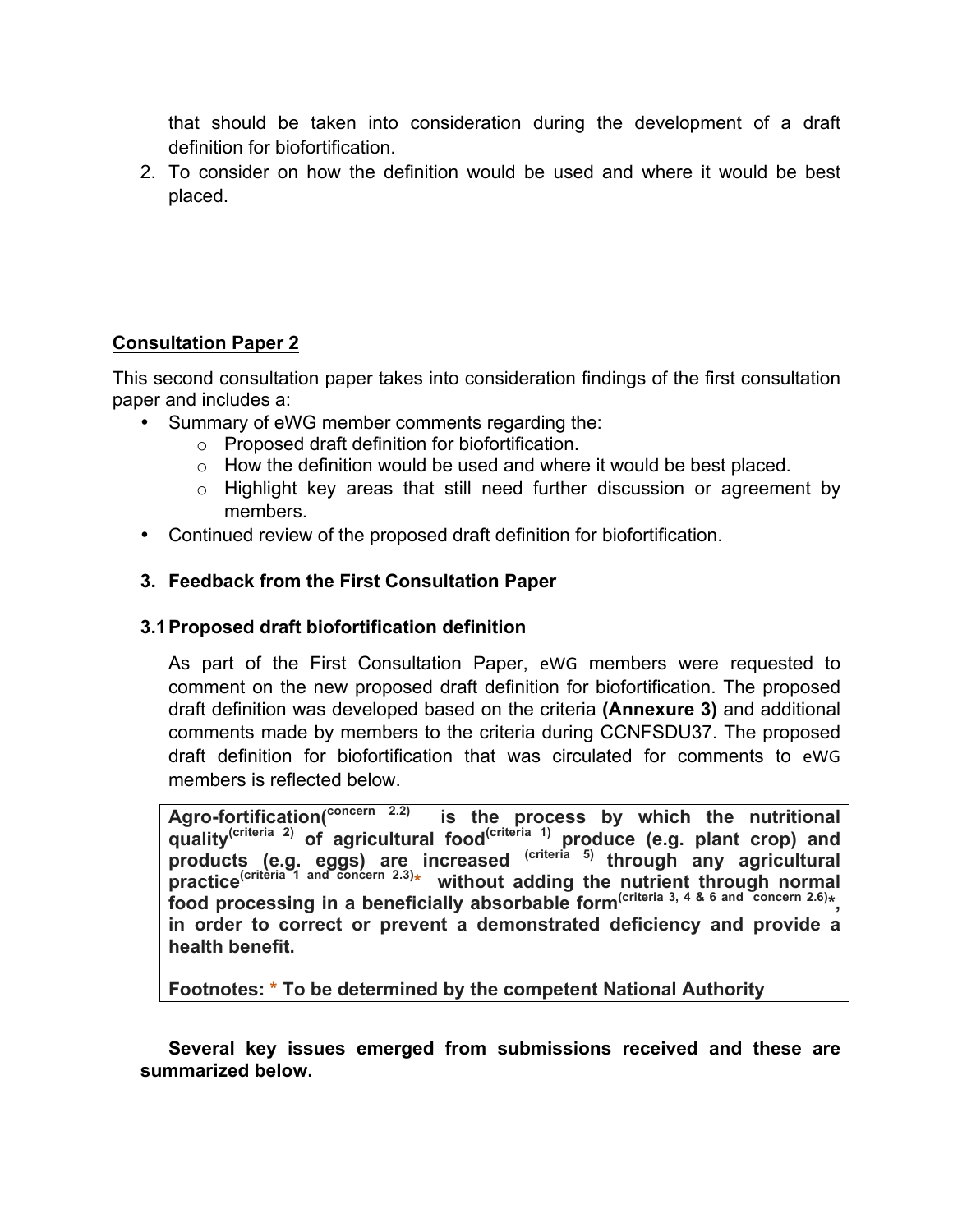that should be taken into consideration during the development of a draft definition for biofortification.

2. To consider on how the definition would be used and where it would be best placed.

**Consultation Paper 2**

This second consultation paper takes into consideration findings of the first consultation paper and includes a:

- Summary of eWG member comments regarding the:
  - Proposed draft definition for biofortification.
  - How the definition would be used and where it would be best placed.
  - Highlight key areas that still need further discussion or agreement by members.
- Continued review of the proposed draft definition for biofortification.

### 3. Feedback from the First Consultation Paper

#### 3.1 Proposed draft biofortification definition

As part of the First Consultation Paper, eWG members were requested to comment on the new proposed draft definition for biofortification. The proposed draft definition was developed based on the criteria **(Annexure 3)** and additional comments made by members to the criteria during CCNFSDU37. The proposed draft definition for biofortification that was circulated for comments to eWG members is reflected below.

> **Agro-fortification(concern 2.2) is the process by which the nutritional quality(criteria 2) of agricultural food(criteria 1) produce (e.g. plant crop) and products (e.g. eggs) are increased (criteria 5) through any agricultural practice(criteria 1 and concern 2.3)* without adding the nutrient through normal food processing in a beneficially absorbable form(criteria 3, 4 & 6 and concern 2.6)*, in order to correct or prevent a demonstrated deficiency and provide a health benefit.**
>
> **Footnotes: * To be determined by the competent National Authority**

**Several key issues emerged from submissions received and these are summarized below.**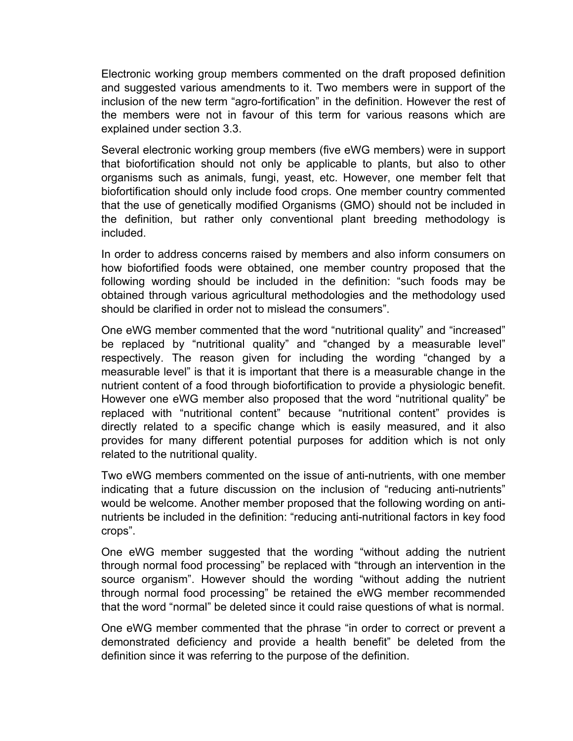Electronic working group members commented on the draft proposed definition and suggested various amendments to it. Two members were in support of the inclusion of the new term "agro-fortification" in the definition. However the rest of the members were not in favour of this term for various reasons which are explained under section 3.3.

Several electronic working group members (five eWG members) were in support that biofortification should not only be applicable to plants, but also to other organisms such as animals, fungi, yeast, etc. However, one member felt that biofortification should only include food crops. One member country commented that the use of genetically modified Organisms (GMO) should not be included in the definition, but rather only conventional plant breeding methodology is included.

In order to address concerns raised by members and also inform consumers on how biofortified foods were obtained, one member country proposed that the following wording should be included in the definition: "such foods may be obtained through various agricultural methodologies and the methodology used should be clarified in order not to mislead the consumers".

One eWG member commented that the word "nutritional quality" and "increased" be replaced by "nutritional quality" and "changed by a measurable level" respectively. The reason given for including the wording "changed by a measurable level" is that it is important that there is a measurable change in the nutrient content of a food through biofortification to provide a physiologic benefit. However one eWG member also proposed that the word "nutritional quality" be replaced with "nutritional content" because "nutritional content" provides is directly related to a specific change which is easily measured, and it also provides for many different potential purposes for addition which is not only related to the nutritional quality.

Two eWG members commented on the issue of anti-nutrients, with one member indicating that a future discussion on the inclusion of "reducing anti-nutrients" would be welcome. Another member proposed that the following wording on anti-nutrients be included in the definition: "reducing anti-nutritional factors in key food crops".

One eWG member suggested that the wording "without adding the nutrient through normal food processing" be replaced with "through an intervention in the source organism". However should the wording "without adding the nutrient through normal food processing" be retained the eWG member recommended that the word "normal" be deleted since it could raise questions of what is normal.

One eWG member commented that the phrase "in order to correct or prevent a demonstrated deficiency and provide a health benefit" be deleted from the definition since it was referring to the purpose of the definition.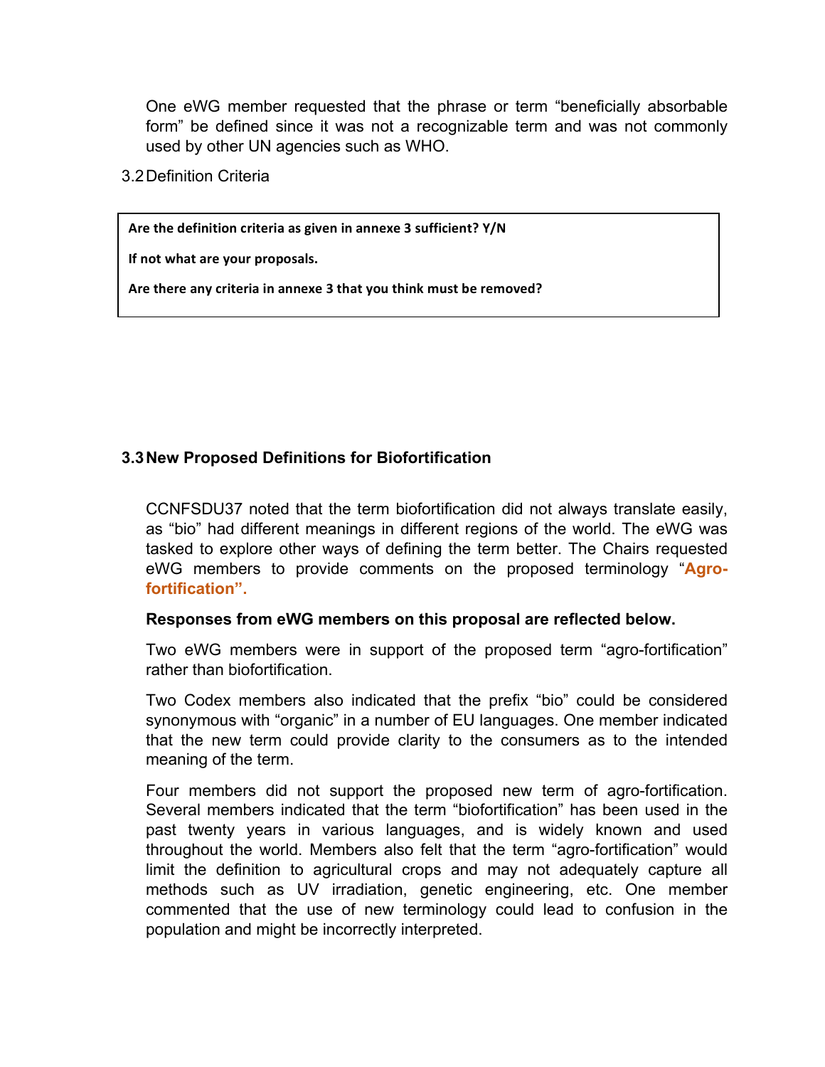One eWG member requested that the phrase or term "beneficially absorbable form" be defined since it was not a recognizable term and was not commonly used by other UN agencies such as WHO.

3.2 Definition Criteria

> **Are the definition criteria as given in annexe 3 sufficient? Y/N**
>
> **If not what are your proposals.**
>
> **Are there any criteria in annexe 3 that you think must be removed?**

### 3.3 New Proposed Definitions for Biofortification

CCNFSDU37 noted that the term biofortification did not always translate easily, as "bio" had different meanings in different regions of the world. The eWG was tasked to explore other ways of defining the term better. The Chairs requested eWG members to provide comments on the proposed terminology "**Agro-fortification".**

**Responses from eWG members on this proposal are reflected below.**

Two eWG members were in support of the proposed term "agro-fortification" rather than biofortification.

Two Codex members also indicated that the prefix "bio" could be considered synonymous with "organic" in a number of EU languages. One member indicated that the new term could provide clarity to the consumers as to the intended meaning of the term.

Four members did not support the proposed new term of agro-fortification. Several members indicated that the term "biofortification" has been used in the past twenty years in various languages, and is widely known and used throughout the world. Members also felt that the term "agro-fortification" would limit the definition to agricultural crops and may not adequately capture all methods such as UV irradiation, genetic engineering, etc. One member commented that the use of new terminology could lead to confusion in the population and might be incorrectly interpreted.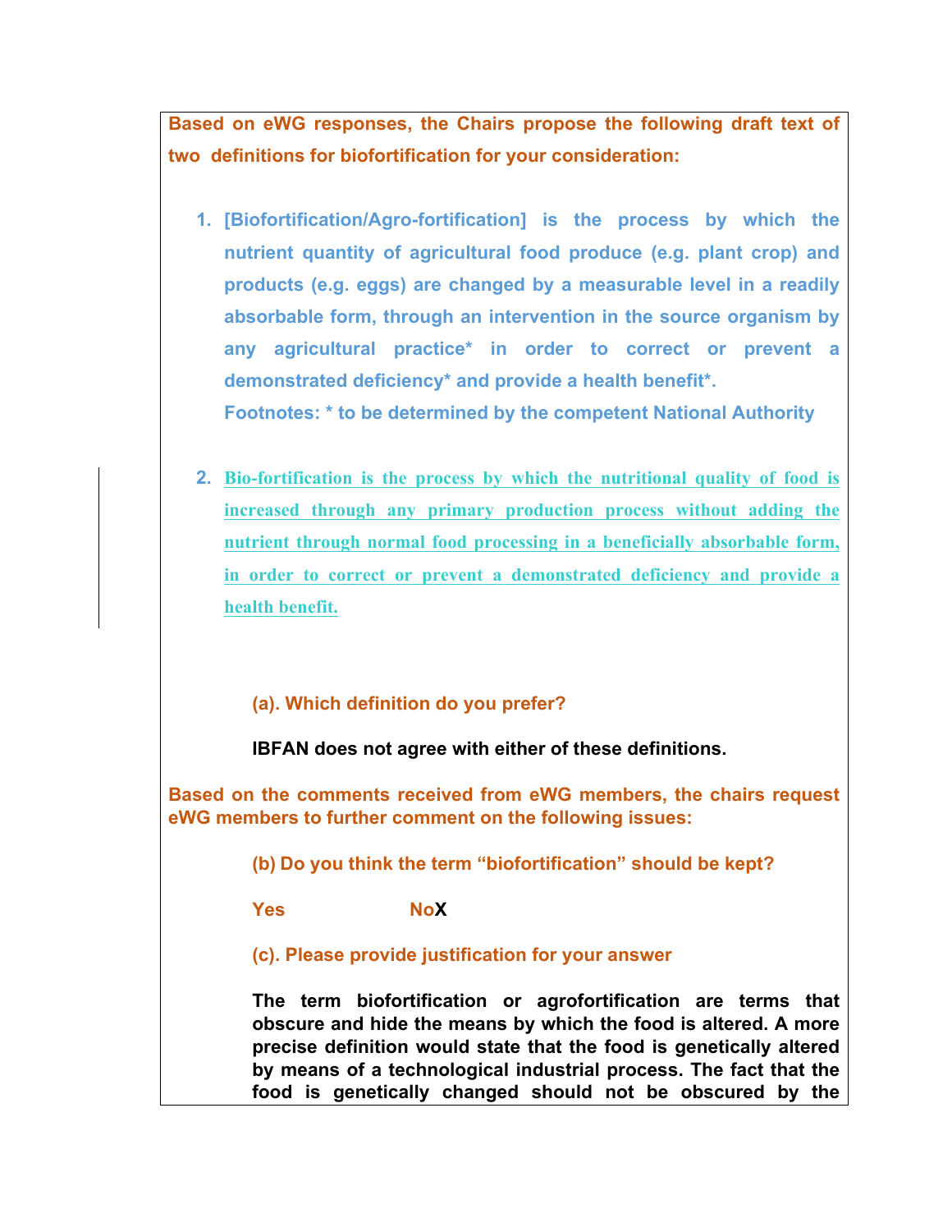**Based on eWG responses, the Chairs propose the following draft text of two definitions for biofortification for your consideration:**

1. **[Biofortification/Agro-fortification] is the process by which the nutrient quantity of agricultural food produce (e.g. plant crop) and products (e.g. eggs) are changed by a measurable level in a readily absorbable form, through an intervention in the source organism by any agricultural practice* in order to correct or prevent a demonstrated deficiency* and provide a health benefit*.**
   **Footnotes: * to be determined by the competent National Authority**

2. **Bio-fortification is the process by which the nutritional quality of food is increased through any primary production process without adding the nutrient through normal food processing in a beneficially absorbable form, in order to correct or prevent a demonstrated deficiency and provide a health benefit.**

**(a). Which definition do you prefer?**

**IBFAN does not agree with either of these definitions.**

**Based on the comments received from eWG members, the chairs request eWG members to further comment on the following issues:**

**(b) Do you think the term "biofortification" should be kept?**

**Yes** **NoX**

**(c). Please provide justification for your answer**

**The term biofortification or agrofortification are terms that obscure and hide the means by which the food is altered. A more precise definition would state that the food is genetically altered by means of a technological industrial process. The fact that the food is genetically changed should not be obscured by the**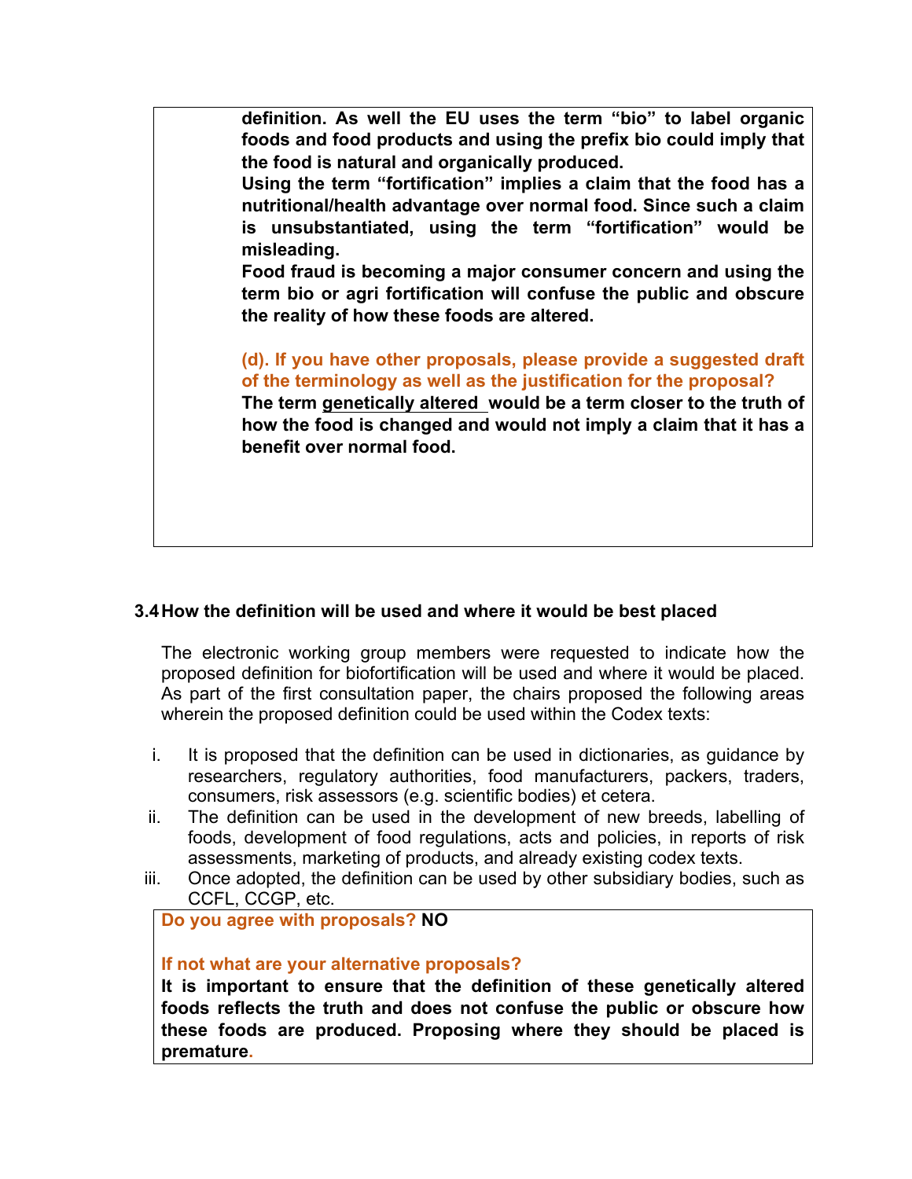**definition. As well the EU uses the term "bio" to label organic foods and food products and using the prefix bio could imply that the food is natural and organically produced.**

**Using the term "fortification" implies a claim that the food has a nutritional/health advantage over normal food. Since such a claim is unsubstantiated, using the term "fortification" would be misleading.**

**Food fraud is becoming a major consumer concern and using the term bio or agri fortification will confuse the public and obscure the reality of how these foods are altered.**

**(d). If you have other proposals, please provide a suggested draft of the terminology as well as the justification for the proposal?**

**The term <u>genetically altered</u> would be a term closer to the truth of how the food is changed and would not imply a claim that it has a benefit over normal food.**

### 3.4 How the definition will be used and where it would be best placed

The electronic working group members were requested to indicate how the proposed definition for biofortification will be used and where it would be placed. As part of the first consultation paper, the chairs proposed the following areas wherein the proposed definition could be used within the Codex texts:

i. It is proposed that the definition can be used in dictionaries, as guidance by researchers, regulatory authorities, food manufacturers, packers, traders, consumers, risk assessors (e.g. scientific bodies) et cetera.

ii. The definition can be used in the development of new breeds, labelling of foods, development of food regulations, acts and policies, in reports of risk assessments, marketing of products, and already existing codex texts.

iii. Once adopted, the definition can be used by other subsidiary bodies, such as CCFL, CCGP, etc.

**Do you agree with proposals? NO**

**If not what are your alternative proposals?**

**It is important to ensure that the definition of these genetically altered foods reflects the truth and does not confuse the public or obscure how these foods are produced. Proposing where they should be placed is premature.**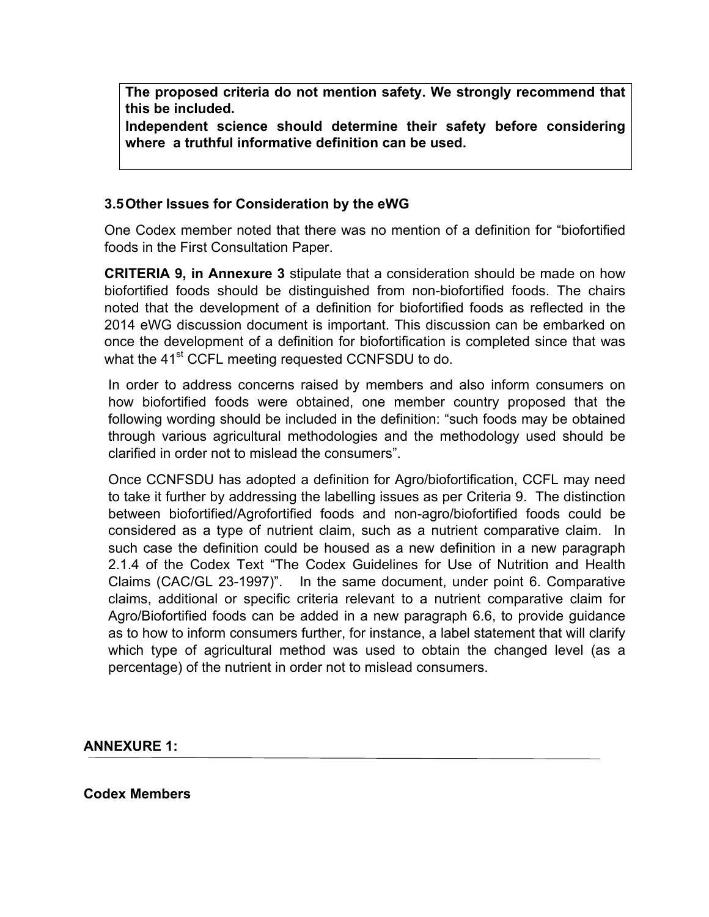**The proposed criteria do not mention safety. We strongly recommend that this be included.**
**Independent science should determine their safety before considering where a truthful informative definition can be used.**

### 3.5 Other Issues for Consideration by the eWG

One Codex member noted that there was no mention of a definition for "biofortified foods in the First Consultation Paper.

**CRITERIA 9, in Annexure 3** stipulate that a consideration should be made on how biofortified foods should be distinguished from non-biofortified foods. The chairs noted that the development of a definition for biofortified foods as reflected in the 2014 eWG discussion document is important. This discussion can be embarked on once the development of a definition for biofortification is completed since that was what the 41st CCFL meeting requested CCNFSDU to do.

In order to address concerns raised by members and also inform consumers on how biofortified foods were obtained, one member country proposed that the following wording should be included in the definition: "such foods may be obtained through various agricultural methodologies and the methodology used should be clarified in order not to mislead the consumers".

Once CCNFSDU has adopted a definition for Agro/biofortification, CCFL may need to take it further by addressing the labelling issues as per Criteria 9. The distinction between biofortified/Agrofortified foods and non-agro/biofortified foods could be considered as a type of nutrient claim, such as a nutrient comparative claim. In such case the definition could be housed as a new definition in a new paragraph 2.1.4 of the Codex Text "The Codex Guidelines for Use of Nutrition and Health Claims (CAC/GL 23-1997)". In the same document, under point 6. Comparative claims, additional or specific criteria relevant to a nutrient comparative claim for Agro/Biofortified foods can be added in a new paragraph 6.6, to provide guidance as to how to inform consumers further, for instance, a label statement that will clarify which type of agricultural method was used to obtain the changed level (as a percentage) of the nutrient in order not to mislead consumers.

## ANNEXURE 1:

**Codex Members**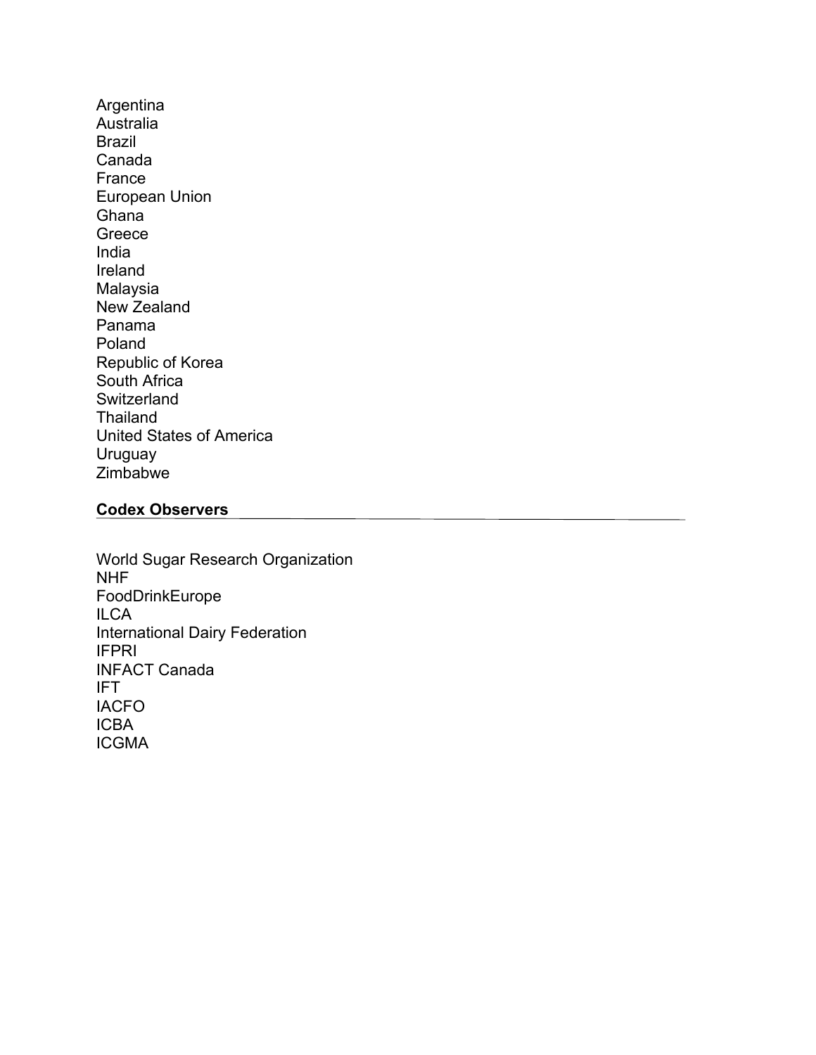Argentina
Australia
Brazil
Canada
France
European Union
Ghana
Greece
India
Ireland
Malaysia
New Zealand
Panama
Poland
Republic of Korea
South Africa
Switzerland
Thailand
United States of America
Uruguay
Zimbabwe

**Codex Observers**

World Sugar Research Organization
NHF
FoodDrinkEurope
ILCA
International Dairy Federation
IFPRI
INFACT Canada
IFT
IACFO
ICBA
ICGMA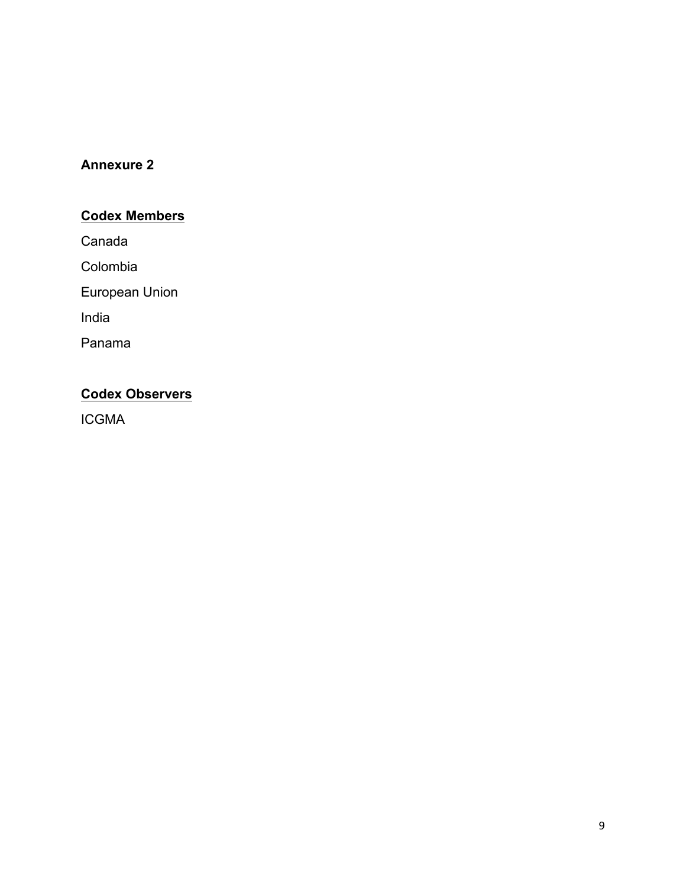**Annexure 2**

**Codex Members**

Canada

Colombia

European Union

India

Panama

**Codex Observers**

ICGMA